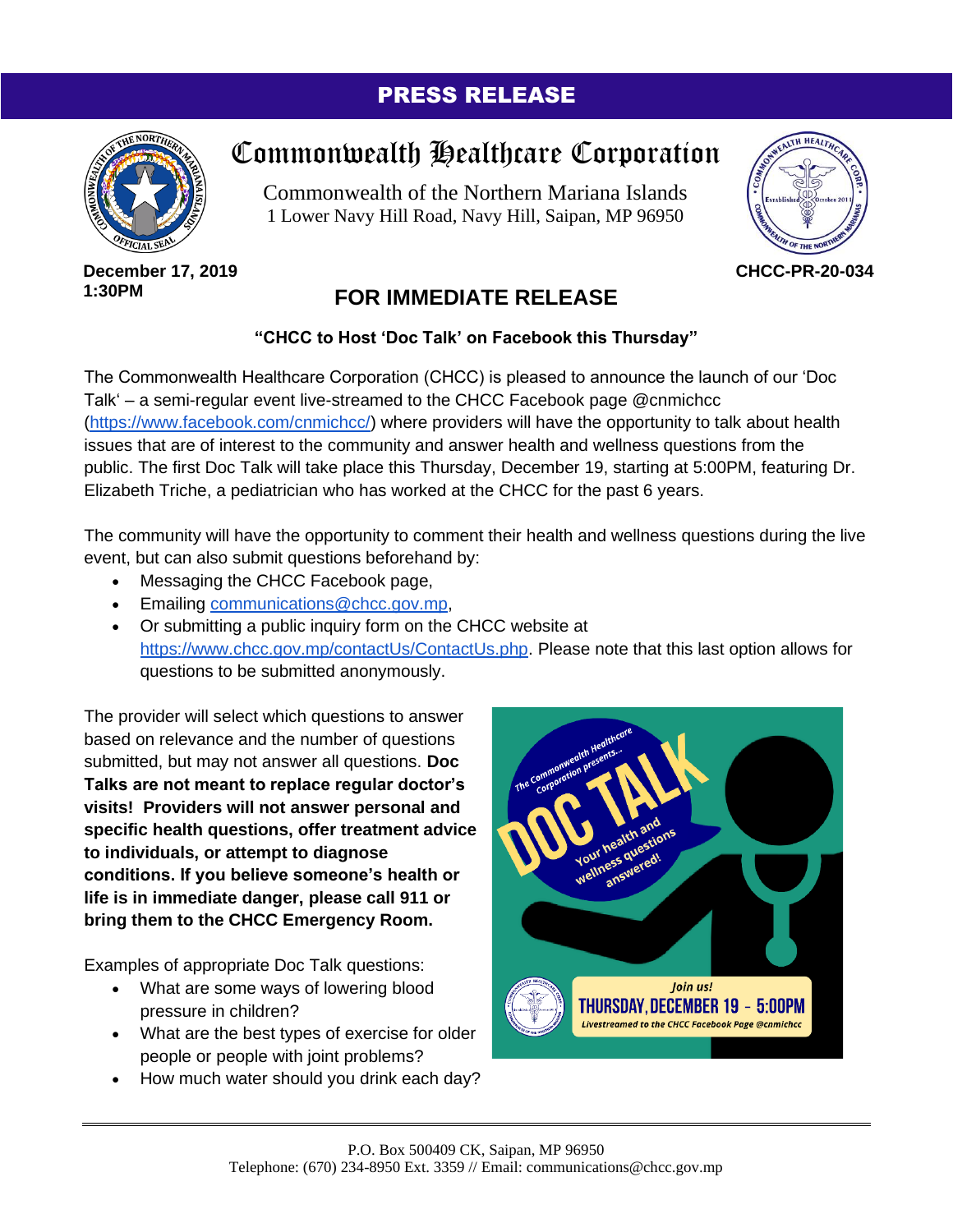# PRESS RELEASE

## Commonwealth Healthcare Corporation

Commonwealth of the Northern Mariana Islands
1 Lower Navy Hill Road, Navy Hill, Saipan, MP 96950

**December 17, 2019**
**1:30PM**

**CHCC-PR-20-034**

## FOR IMMEDIATE RELEASE

**"CHCC to Host 'Doc Talk' on Facebook this Thursday"**

The Commonwealth Healthcare Corporation (CHCC) is pleased to announce the launch of our 'Doc Talk' – a semi-regular event live-streamed to the CHCC Facebook page @cnmichcc (https://www.facebook.com/cnmichcc/) where providers will have the opportunity to talk about health issues that are of interest to the community and answer health and wellness questions from the public. The first Doc Talk will take place this Thursday, December 19, starting at 5:00PM, featuring Dr. Elizabeth Triche, a pediatrician who has worked at the CHCC for the past 6 years.

The community will have the opportunity to comment their health and wellness questions during the live event, but can also submit questions beforehand by:

- Messaging the CHCC Facebook page,
- Emailing communications@chcc.gov.mp,
- Or submitting a public inquiry form on the CHCC website at https://www.chcc.gov.mp/contactUs/ContactUs.php. Please note that this last option allows for questions to be submitted anonymously.

The provider will select which questions to answer based on relevance and the number of questions submitted, but may not answer all questions. **Doc Talks are not meant to replace regular doctor's visits! Providers will not answer personal and specific health questions, offer treatment advice to individuals, or attempt to diagnose conditions. If you believe someone's health or life is in immediate danger, please call 911 or bring them to the CHCC Emergency Room.**

Examples of appropriate Doc Talk questions:

- What are some ways of lowering blood pressure in children?
- What are the best types of exercise for older people or people with joint problems?
- How much water should you drink each day?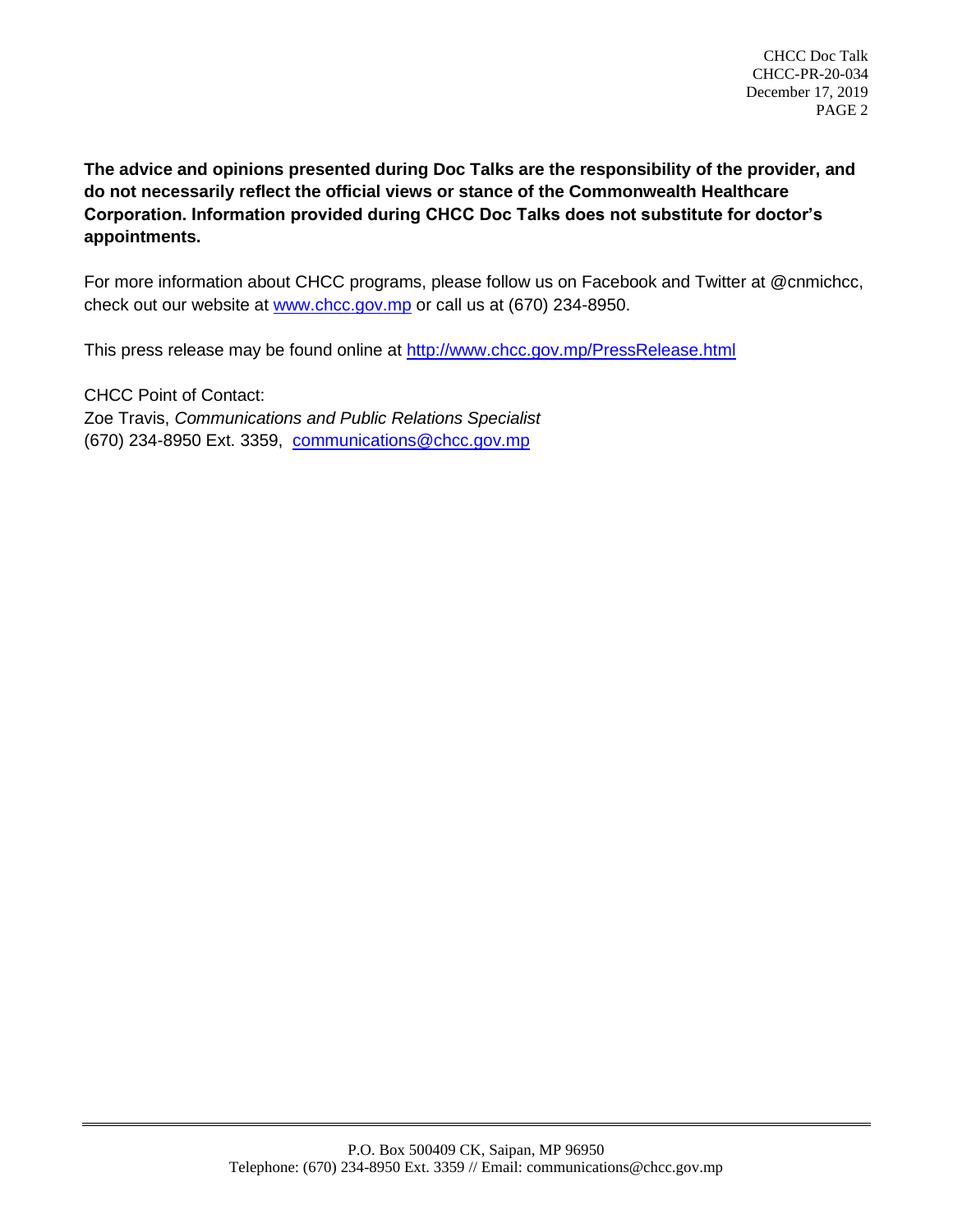**The advice and opinions presented during Doc Talks are the responsibility of the provider, and do not necessarily reflect the official views or stance of the Commonwealth Healthcare Corporation. Information provided during CHCC Doc Talks does not substitute for doctor's appointments.**

For more information about CHCC programs, please follow us on Facebook and Twitter at @cnmichcc, check out our website at www.chcc.gov.mp or call us at (670) 234-8950.

This press release may be found online at http://www.chcc.gov.mp/PressRelease.html

CHCC Point of Contact:
Zoe Travis, *Communications and Public Relations Specialist*
(670) 234-8950 Ext. 3359, communications@chcc.gov.mp